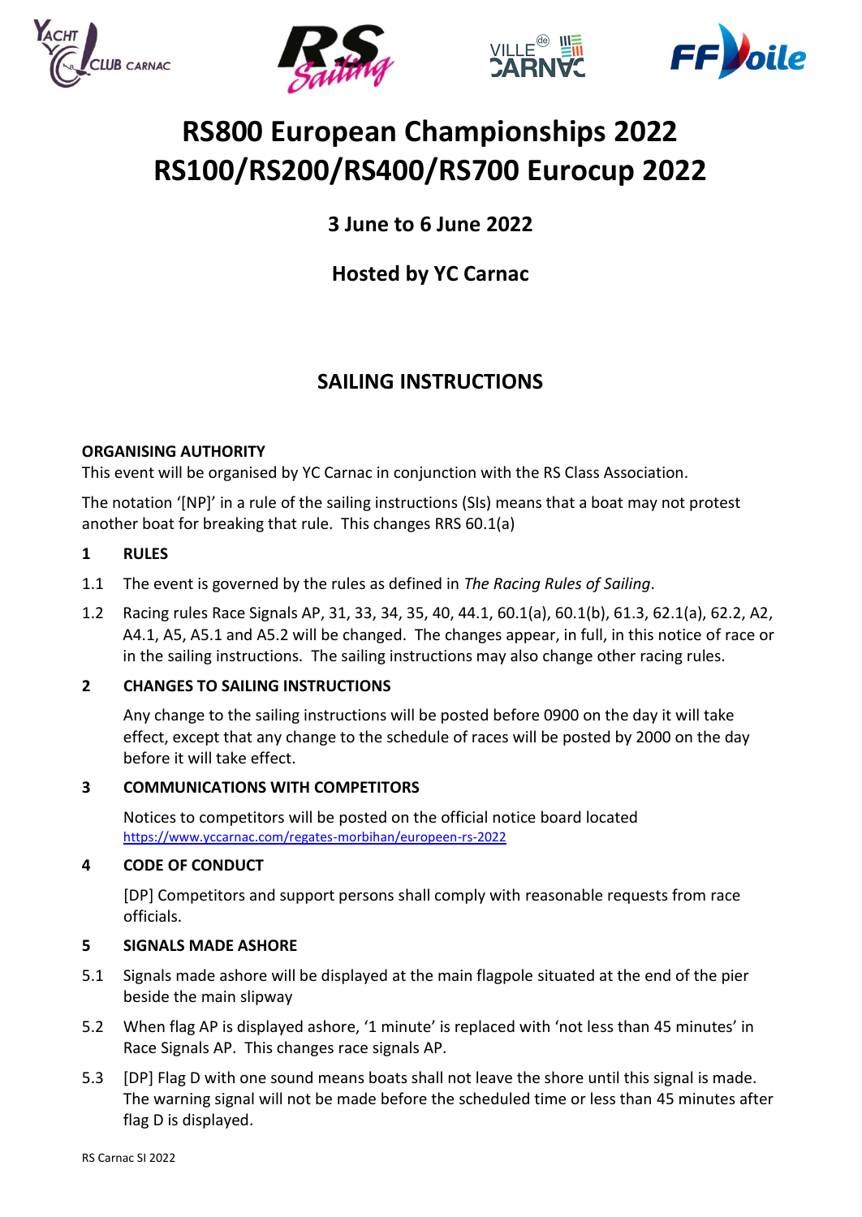# RS800 European Championships 2022
# RS100/RS200/RS400/RS700 Eurocup 2022

## 3 June to 6 June 2022

## Hosted by YC Carnac

## SAILING INSTRUCTIONS

**ORGANISING AUTHORITY**

This event will be organised by YC Carnac in conjunction with the RS Class Association.

The notation '[NP]' in a rule of the sailing instructions (SIs) means that a boat may not protest another boat for breaking that rule. This changes RRS 60.1(a)

**1 RULES**

1.1 The event is governed by the rules as defined in *The Racing Rules of Sailing*.

1.2 Racing rules Race Signals AP, 31, 33, 34, 35, 40, 44.1, 60.1(a), 60.1(b), 61.3, 62.1(a), 62.2, A2, A4.1, A5, A5.1 and A5.2 will be changed. The changes appear, in full, in this notice of race or in the sailing instructions. The sailing instructions may also change other racing rules.

**2 CHANGES TO SAILING INSTRUCTIONS**

Any change to the sailing instructions will be posted before 0900 on the day it will take effect, except that any change to the schedule of races will be posted by 2000 on the day before it will take effect.

**3 COMMUNICATIONS WITH COMPETITORS**

Notices to competitors will be posted on the official notice board located https://www.yccarnac.com/regates-morbihan/europeen-rs-2022

**4 CODE OF CONDUCT**

[DP] Competitors and support persons shall comply with reasonable requests from race officials.

**5 SIGNALS MADE ASHORE**

5.1 Signals made ashore will be displayed at the main flagpole situated at the end of the pier beside the main slipway

5.2 When flag AP is displayed ashore, '1 minute' is replaced with 'not less than 45 minutes' in Race Signals AP. This changes race signals AP.

5.3 [DP] Flag D with one sound means boats shall not leave the shore until this signal is made. The warning signal will not be made before the scheduled time or less than 45 minutes after flag D is displayed.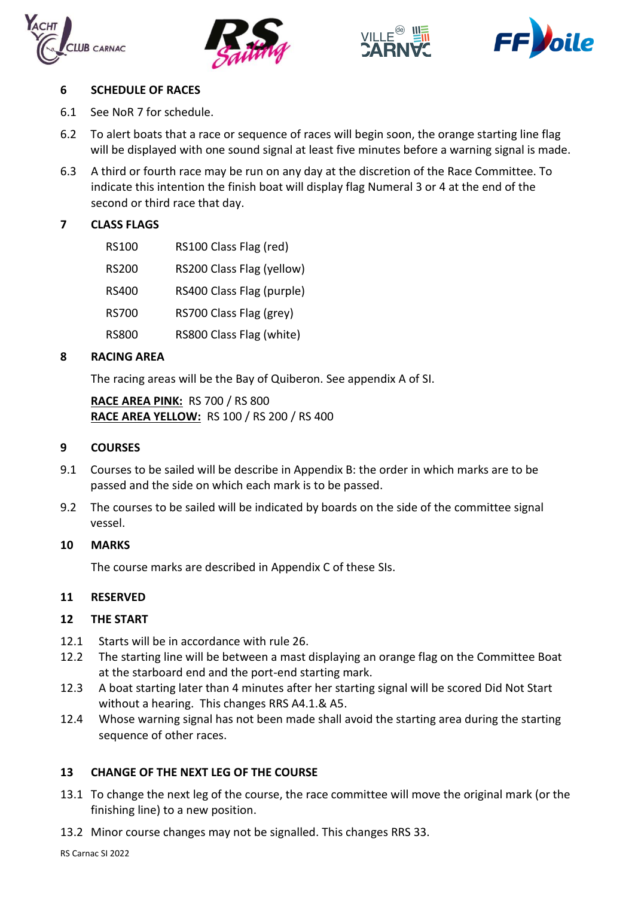## 6 SCHEDULE OF RACES

6.1 See NoR 7 for schedule.

6.2 To alert boats that a race or sequence of races will begin soon, the orange starting line flag will be displayed with one sound signal at least five minutes before a warning signal is made.

6.3 A third or fourth race may be run on any day at the discretion of the Race Committee. To indicate this intention the finish boat will display flag Numeral 3 or 4 at the end of the second or third race that day.

## 7 CLASS FLAGS

| | |
|---|---|
| RS100 | RS100 Class Flag (red) |
| RS200 | RS200 Class Flag (yellow) |
| RS400 | RS400 Class Flag (purple) |
| RS700 | RS700 Class Flag (grey) |
| RS800 | RS800 Class Flag (white) |

## 8 RACING AREA

The racing areas will be the Bay of Quiberon. See appendix A of SI.

**RACE AREA PINK:** RS 700 / RS 800
**RACE AREA YELLOW:** RS 100 / RS 200 / RS 400

## 9 COURSES

9.1 Courses to be sailed will be describe in Appendix B: the order in which marks are to be passed and the side on which each mark is to be passed.

9.2 The courses to be sailed will be indicated by boards on the side of the committee signal vessel.

## 10 MARKS

The course marks are described in Appendix C of these SIs.

## 11 RESERVED

## 12 THE START

12.1 Starts will be in accordance with rule 26.
12.2 The starting line will be between a mast displaying an orange flag on the Committee Boat at the starboard end and the port-end starting mark.
12.3 A boat starting later than 4 minutes after her starting signal will be scored Did Not Start without a hearing. This changes RRS A4.1.& A5.
12.4 Whose warning signal has not been made shall avoid the starting area during the starting sequence of other races.

## 13 CHANGE OF THE NEXT LEG OF THE COURSE

13.1 To change the next leg of the course, the race committee will move the original mark (or the finishing line) to a new position.

13.2 Minor course changes may not be signalled. This changes RRS 33.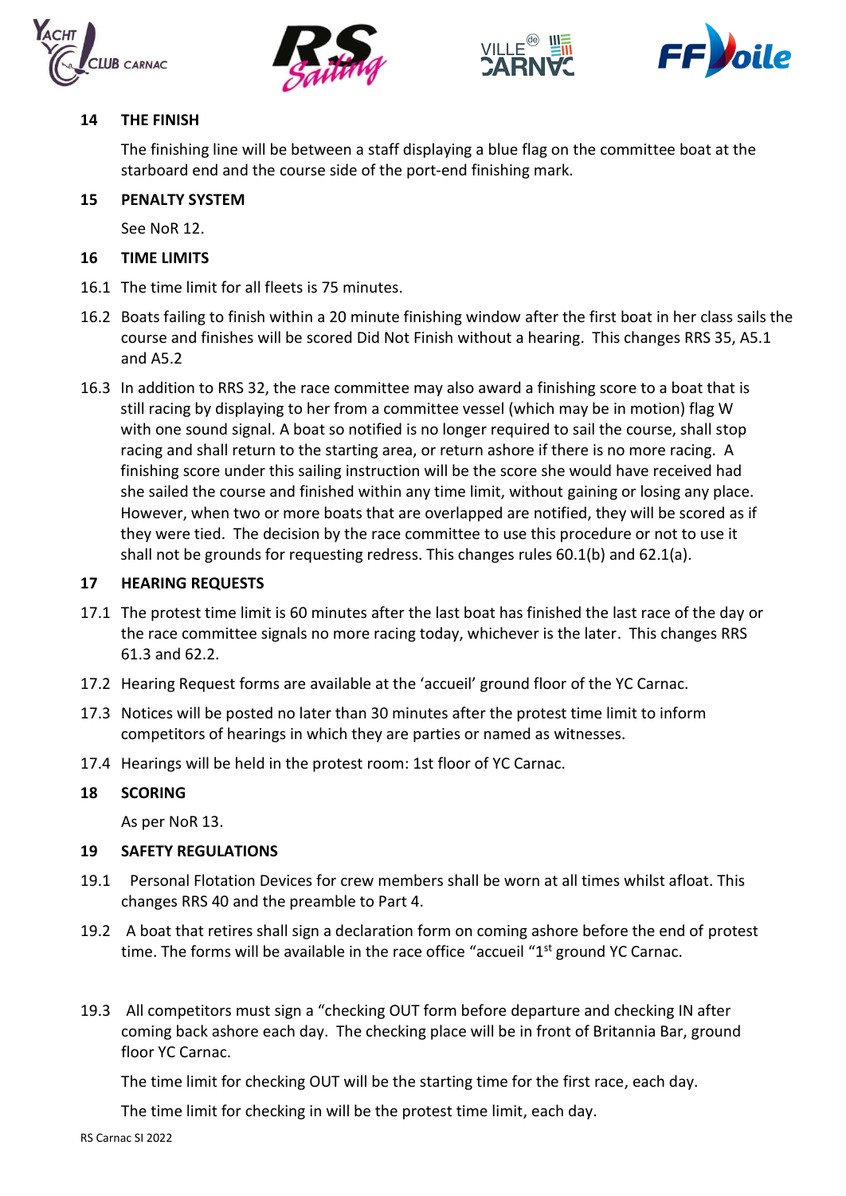## 14 THE FINISH

The finishing line will be between a staff displaying a blue flag on the committee boat at the starboard end and the course side of the port-end finishing mark.

## 15 PENALTY SYSTEM

See NoR 12.

## 16 TIME LIMITS

16.1 The time limit for all fleets is 75 minutes.

16.2 Boats failing to finish within a 20 minute finishing window after the first boat in her class sails the course and finishes will be scored Did Not Finish without a hearing. This changes RRS 35, A5.1 and A5.2

16.3 In addition to RRS 32, the race committee may also award a finishing score to a boat that is still racing by displaying to her from a committee vessel (which may be in motion) flag W with one sound signal. A boat so notified is no longer required to sail the course, shall stop racing and shall return to the starting area, or return ashore if there is no more racing. A finishing score under this sailing instruction will be the score she would have received had she sailed the course and finished within any time limit, without gaining or losing any place. However, when two or more boats that are overlapped are notified, they will be scored as if they were tied. The decision by the race committee to use this procedure or not to use it shall not be grounds for requesting redress. This changes rules 60.1(b) and 62.1(a).

## 17 HEARING REQUESTS

17.1 The protest time limit is 60 minutes after the last boat has finished the last race of the day or the race committee signals no more racing today, whichever is the later. This changes RRS 61.3 and 62.2.

17.2 Hearing Request forms are available at the 'accueil' ground floor of the YC Carnac.

17.3 Notices will be posted no later than 30 minutes after the protest time limit to inform competitors of hearings in which they are parties or named as witnesses.

17.4 Hearings will be held in the protest room: 1st floor of YC Carnac.

## 18 SCORING

As per NoR 13.

## 19 SAFETY REGULATIONS

19.1 Personal Flotation Devices for crew members shall be worn at all times whilst afloat. This changes RRS 40 and the preamble to Part 4.

19.2 A boat that retires shall sign a declaration form on coming ashore before the end of protest time. The forms will be available in the race office "accueil "1st ground YC Carnac.

19.3 All competitors must sign a "checking OUT form before departure and checking IN after coming back ashore each day. The checking place will be in front of Britannia Bar, ground floor YC Carnac.

The time limit for checking OUT will be the starting time for the first race, each day.

The time limit for checking in will be the protest time limit, each day.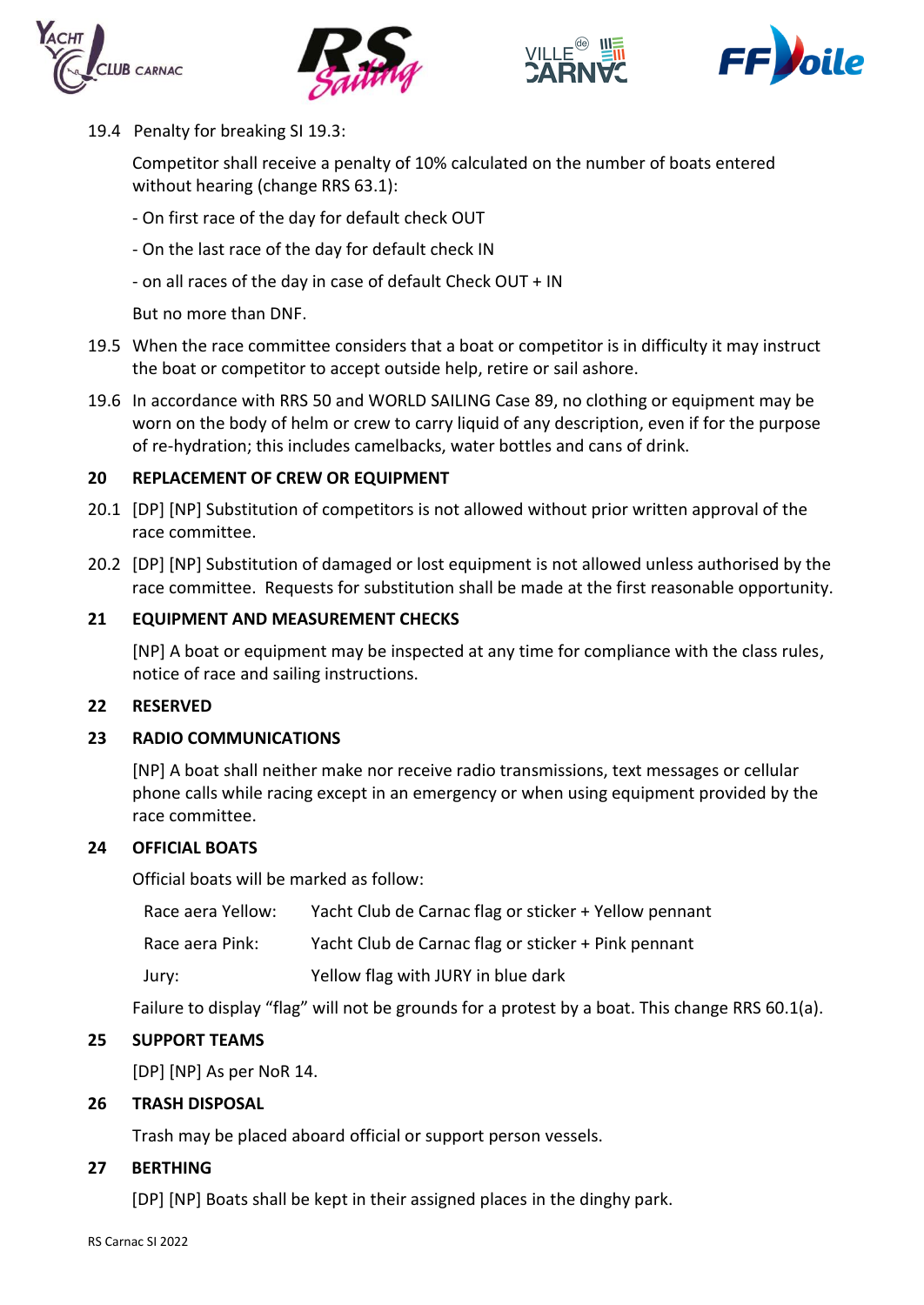19.4 Penalty for breaking SI 19.3:

Competitor shall receive a penalty of 10% calculated on the number of boats entered without hearing (change RRS 63.1):

- On first race of the day for default check OUT
- On the last race of the day for default check IN
- on all races of the day in case of default Check OUT + IN

But no more than DNF.

19.5 When the race committee considers that a boat or competitor is in difficulty it may instruct the boat or competitor to accept outside help, retire or sail ashore.

19.6 In accordance with RRS 50 and WORLD SAILING Case 89, no clothing or equipment may be worn on the body of helm or crew to carry liquid of any description, even if for the purpose of re-hydration; this includes camelbacks, water bottles and cans of drink.

## 20 REPLACEMENT OF CREW OR EQUIPMENT

20.1 [DP] [NP] Substitution of competitors is not allowed without prior written approval of the race committee.

20.2 [DP] [NP] Substitution of damaged or lost equipment is not allowed unless authorised by the race committee. Requests for substitution shall be made at the first reasonable opportunity.

## 21 EQUIPMENT AND MEASUREMENT CHECKS

[NP] A boat or equipment may be inspected at any time for compliance with the class rules, notice of race and sailing instructions.

## 22 RESERVED

## 23 RADIO COMMUNICATIONS

[NP] A boat shall neither make nor receive radio transmissions, text messages or cellular phone calls while racing except in an emergency or when using equipment provided by the race committee.

## 24 OFFICIAL BOATS

Official boats will be marked as follow:

| | |
|---|---|
| Race aera Yellow: | Yacht Club de Carnac flag or sticker + Yellow pennant |
| Race aera Pink: | Yacht Club de Carnac flag or sticker + Pink pennant |
| Jury: | Yellow flag with JURY in blue dark |

Failure to display “flag” will not be grounds for a protest by a boat. This change RRS 60.1(a).

## 25 SUPPORT TEAMS

[DP] [NP] As per NoR 14.

## 26 TRASH DISPOSAL

Trash may be placed aboard official or support person vessels.

## 27 BERTHING

[DP] [NP] Boats shall be kept in their assigned places in the dinghy park.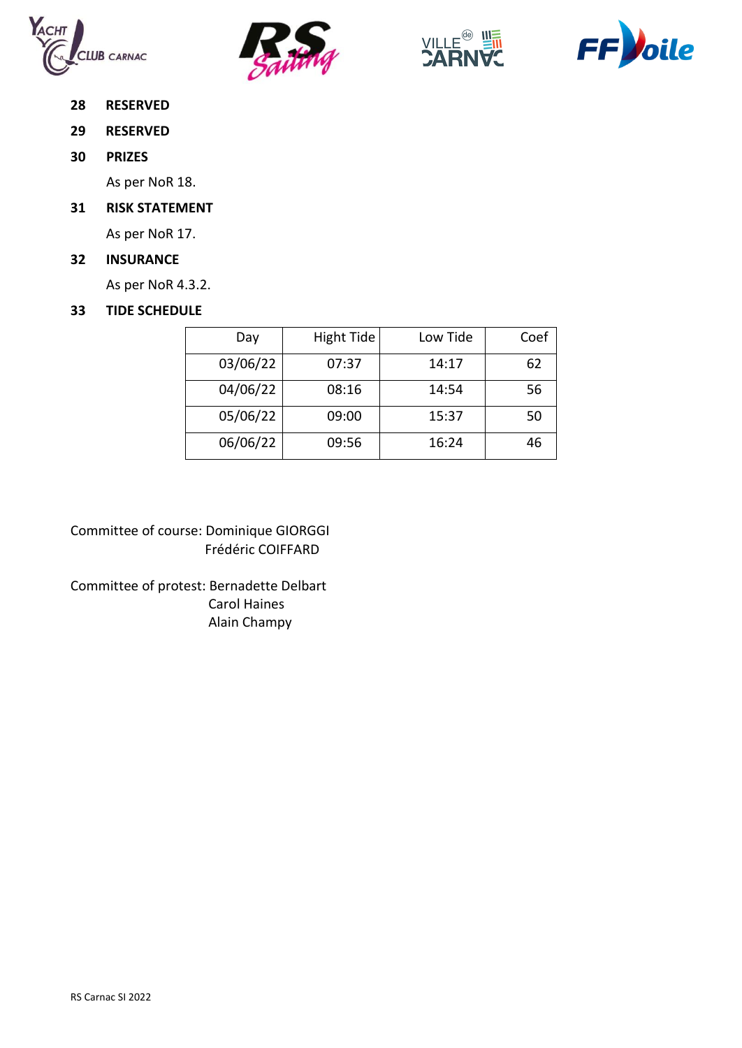## 28 RESERVED

## 29 RESERVED

## 30 PRIZES

As per NoR 18.

## 31 RISK STATEMENT

As per NoR 17.

## 32 INSURANCE

As per NoR 4.3.2.

## 33 TIDE SCHEDULE

| Day | Hight Tide | Low Tide | Coef |
|---|---|---|---|
| 03/06/22 | 07:37 | 14:17 | 62 |
| 04/06/22 | 08:16 | 14:54 | 56 |
| 05/06/22 | 09:00 | 15:37 | 50 |
| 06/06/22 | 09:56 | 16:24 | 46 |

Committee of course: Dominique GIORGGI
Frédéric COIFFARD

Committee of protest: Bernadette Delbart
Carol Haines
Alain Champy